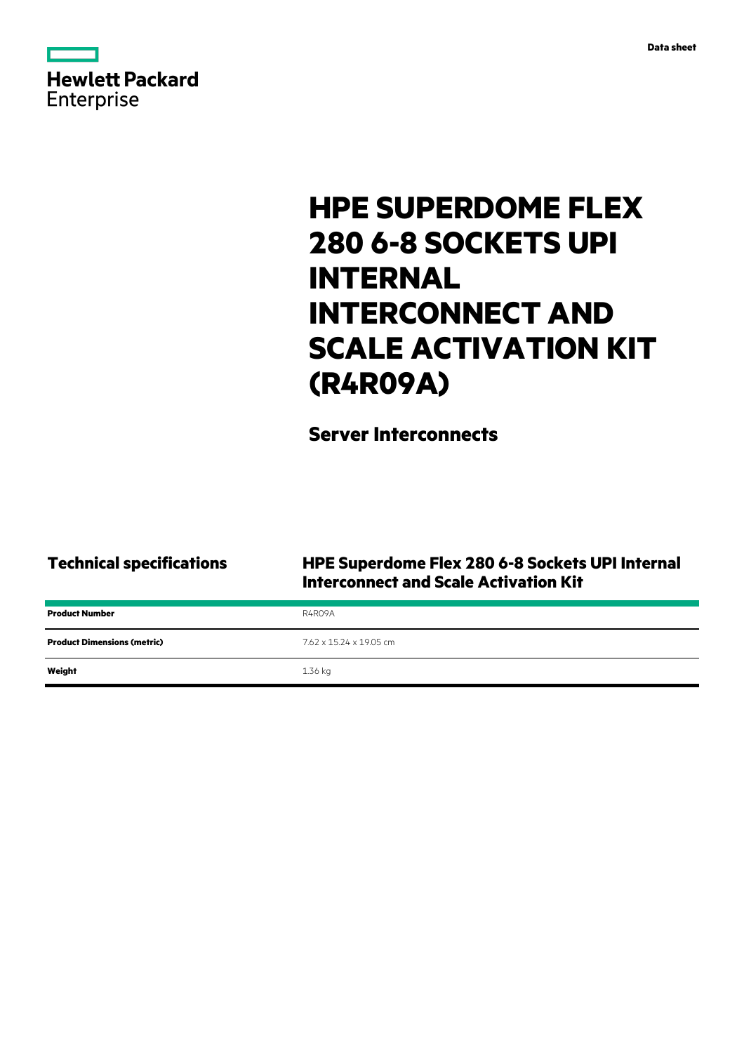Data sheet

Hewlett Packard Enterprise

# HPE SUPERDOME FLEX 280 6-8 SOCKETS UPI INTERNAL INTERCONNECT AND SCALE ACTIVATION KIT (R4R09A)

## Server Interconnects

| **Technical specifications** | **HPE Superdome Flex 280 6-8 Sockets UPI Internal Interconnect and Scale Activation Kit** |
|---|---|
| **Product Number** | R4R09A |
| **Product Dimensions (metric)** | 7.62 x 15.24 x 19.05 cm |
| **Weight** | 1.36 kg |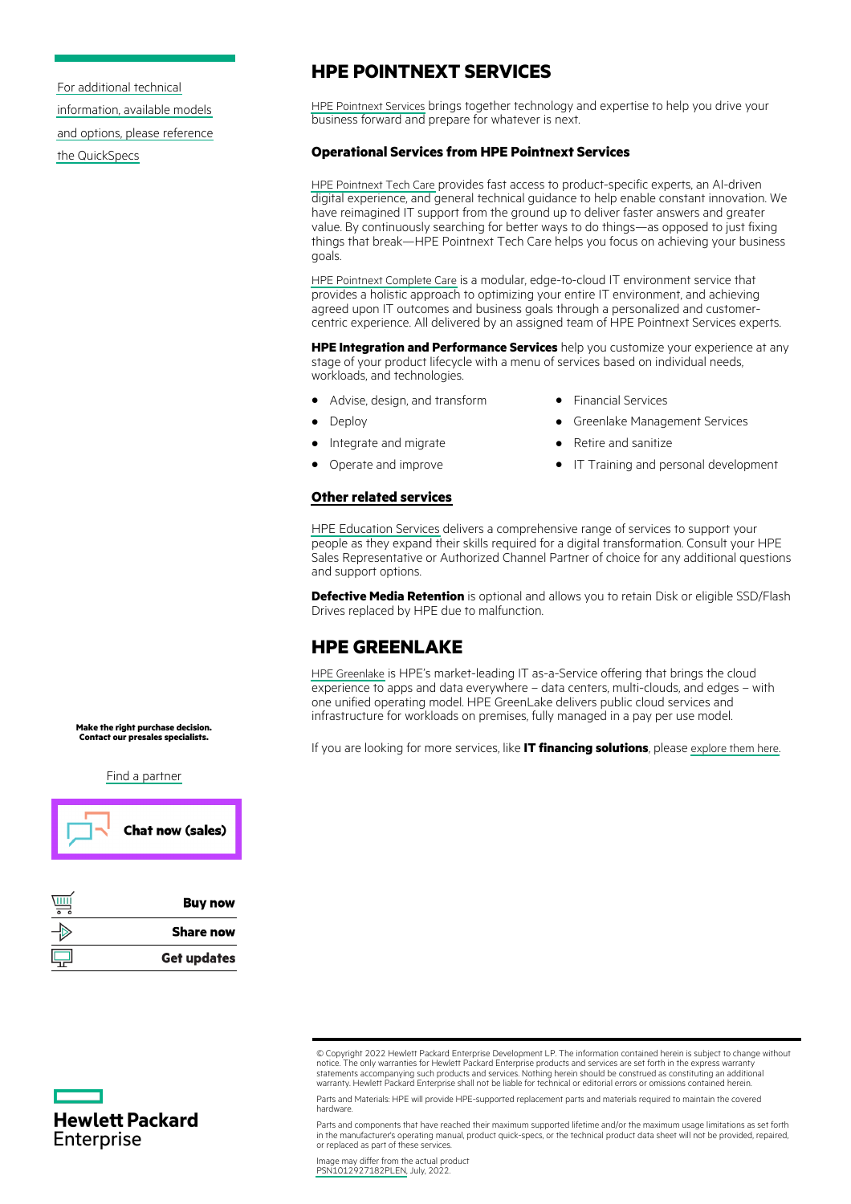For additional technical information, available models and options, please reference the QuickSpecs

# HPE POINTNEXT SERVICES

HPE Pointnext Services brings together technology and expertise to help you drive your business forward and prepare for whatever is next.

### Operational Services from HPE Pointnext Services

HPE Pointnext Tech Care provides fast access to product-specific experts, an AI-driven digital experience, and general technical guidance to help enable constant innovation. We have reimagined IT support from the ground up to deliver faster answers and greater value. By continuously searching for better ways to do things—as opposed to just fixing things that break—HPE Pointnext Tech Care helps you focus on achieving your business goals.

HPE Pointnext Complete Care is a modular, edge-to-cloud IT environment service that provides a holistic approach to optimizing your entire IT environment, and achieving agreed upon IT outcomes and business goals through a personalized and customer-centric experience. All delivered by an assigned team of HPE Pointnext Services experts.

**HPE Integration and Performance Services** help you customize your experience at any stage of your product lifecycle with a menu of services based on individual needs, workloads, and technologies.

- Advise, design, and transform
- Deploy
- Integrate and migrate
- Operate and improve
- Financial Services
- Greenlake Management Services
- Retire and sanitize
- IT Training and personal development

### Other related services

HPE Education Services delivers a comprehensive range of services to support your people as they expand their skills required for a digital transformation. Consult your HPE Sales Representative or Authorized Channel Partner of choice for any additional questions and support options.

**Defective Media Retention** is optional and allows you to retain Disk or eligible SSD/Flash Drives replaced by HPE due to malfunction.

# HPE GREENLAKE

HPE Greenlake is HPE's market-leading IT as-a-Service offering that brings the cloud experience to apps and data everywhere – data centers, multi-clouds, and edges – with one unified operating model. HPE GreenLake delivers public cloud services and infrastructure for workloads on premises, fully managed in a pay per use model.

If you are looking for more services, like **IT financing solutions**, please explore them here.

**Make the right purchase decision. Contact our presales specialists.**

Find a partner

**Chat now (sales)**

**Buy now**

**Share now**

**Get updates**

© Copyright 2022 Hewlett Packard Enterprise Development LP. The information contained herein is subject to change without notice. The only warranties for Hewlett Packard Enterprise products and services are set forth in the express warranty statements accompanying such products and services. Nothing herein should be construed as constituting an additional warranty. Hewlett Packard Enterprise shall not be liable for technical or editorial errors or omissions contained herein.

Parts and Materials: HPE will provide HPE-supported replacement parts and materials required to maintain the covered hardware.

Parts and components that have reached their maximum supported lifetime and/or the maximum usage limitations as set forth in the manufacturer's operating manual, product quick-specs, or the technical product data sheet will not be provided, repaired, or replaced as part of these services.

Image may differ from the actual product

PSN1012927182PLEN, July, 2022.

**Hewlett Packard** Enterprise